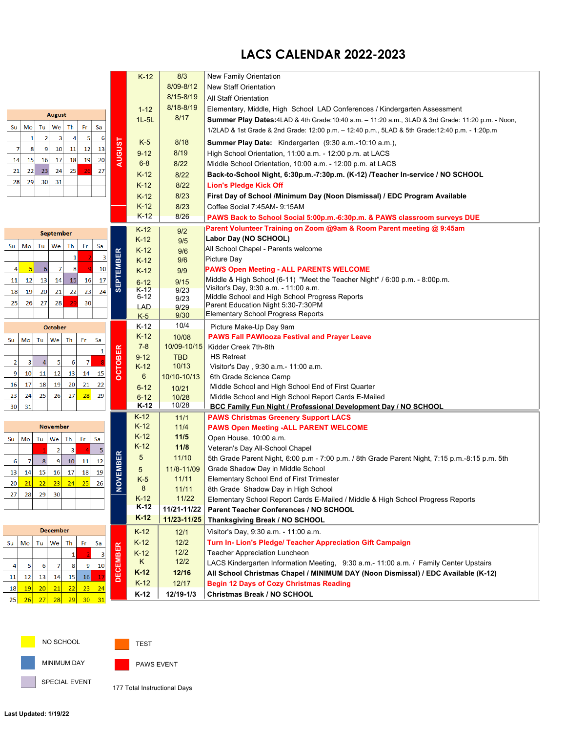# LACS CALENDAR 2022-2023

**August**

| Su | Mo | Tu | We | Th | Fr | Sa |
|---|---|---|---|---|---|---|
| | 1 | 2 | 3 | 4 | 5 | 6 |
| 7 | 8 | 9 | 10 | 11 | 12 | 13 |
| 14 | 15 | 16 | 17 | 18 | 19 | 20 |
| 21 | 22 | 23 | 24 | 25 | 26 | 27 |
| 28 | 29 | 30 | 31 | | | |

**September**

| Su | Mo | Tu | We | Th | Fr | Sa |
|---|---|---|---|---|---|---|
| | | | | 1 | 2 | 3 |
| 4 | 5 | 6 | 7 | 8 | 9 | 10 |
| 11 | 12 | 13 | 14 | 15 | 16 | 17 |
| 18 | 19 | 20 | 21 | 22 | 23 | 24 |
| 25 | 26 | 27 | 28 | 29 | 30 | |

**October**

| Su | Mo | Tu | We | Th | Fr | Sa |
|---|---|---|---|---|---|---|
| | | | | | | 1 |
| 2 | 3 | 4 | 5 | 6 | 7 | 8 |
| 9 | 10 | 11 | 12 | 13 | 14 | 15 |
| 16 | 17 | 18 | 19 | 20 | 21 | 22 |
| 23 | 24 | 25 | 26 | 27 | 28 | 29 |
| 30 | 31 | | | | | |

**November**

| Su | Mo | Tu | We | Th | Fr | Sa |
|---|---|---|---|---|---|---|
| | | 1 | 2 | 3 | 4 | 5 |
| 6 | 7 | 8 | 9 | 10 | 11 | 12 |
| 13 | 14 | 15 | 16 | 17 | 18 | 19 |
| 20 | 21 | 22 | 23 | 24 | 25 | 26 |
| 27 | 28 | 29 | 30 | | | |

**December**

| Su | Mo | Tu | We | Th | Fr | Sa |
|---|---|---|---|---|---|---|
| | | | | 1 | 2 | 3 |
| 4 | 5 | 6 | 7 | 8 | 9 | 10 |
| 11 | 12 | 13 | 14 | 15 | 16 | 17 |
| 18 | 19 | 20 | 21 | 22 | 23 | 24 |
| 25 | 26 | 27 | 28 | 29 | 30 | 31 |

| Month | Grades | Date | Event |
|---|---|---|---|
| AUGUST | K-12 | 8/3 | New Family Orientation |
| | | 8/09-8/12 | New Staff Orientation |
| | | 8/15-8/19 | All Staff Orientation |
| | 1-12 | 8/18-8/19 | Elementary, Middle, High School LAD Conferences / Kindergarten Assessment |
| | 1L-5L | 8/17 | **Summer Play Dates:** 4LAD & 4th Grade:10:40 a.m. – 11:20 a.m., 3LAD & 3rd Grade: 11:20 p.m. - Noon, 1/2LAD & 1st Grade & 2nd Grade: 12:00 p.m. – 12:40 p.m., 5LAD & 5th Grade:12:40 p.m. - 1:20p.m |
| | K-5 | 8/18 | **Summer Play Date:** Kindergarten (9:30 a.m.-10:10 a.m.), |
| | 9-12 | 8/19 | High School Orientation, 11:00 a.m. - 12:00 p.m. at LACS |
| | 6-8 | 8/22 | Middle School Orientation, 10:00 a.m. - 12:00 p.m. at LACS |
| | K-12 | 8/22 | **Back-to-School Night, 6:30p.m.-7:30p.m. (K-12) /Teacher In-service / NO SCHOOL** |
| | K-12 | 8/22 | **Lion's Pledge Kick Off** |
| | K-12 | 8/23 | **First Day of School /Minimum Day (Noon Dismissal) / EDC Program Available** |
| | K-12 | 8/23 | Coffee Social 7:45AM- 9:15AM |
| | K-12 | 8/26 | **PAWS Back to School Social 5:00p.m.-6:30p.m. & PAWS classroom surveys DUE** |
| SEPTEMBER | K-12 | 9/2 | **Parent Volunteer Training on Zoom @9am & Room Parent meeting @ 9:45am** |
| | K-12 | 9/5 | **Labor Day (NO SCHOOL)** |
| | K-12 | 9/6 | All School Chapel - Parents welcome |
| | K-12 | 9/6 | Picture Day |
| | K-12 | 9/9 | **PAWS Open Meeting - ALL PARENTS WELCOME** |
| | 6-12 | 9/15 | Middle & High School (6-11) "Meet the Teacher Night" / 6:00 p.m. - 8:00p.m. |
| | K-12 | 9/23 | Visitor's Day, 9:30 a.m. - 11:00 a.m. |
| | 6-12 | 9/23 | Middle School and High School Progress Reports |
| | LAD | 9/29 | Parent Education Night 5:30-7:30PM |
| | K-5 | 9/30 | Elementary School Progress Reports |
| OCTOBER | K-12 | 10/4 | Picture Make-Up Day 9am |
| | K-12 | 10/08 | **PAWS Fall PAWlooza Festival and Prayer Leave** |
| | 7-8 | 10/09-10/15 | Kidder Creek 7th-8th |
| | 9-12 | TBD | HS Retreat |
| | K-12 | 10/13 | Visitor's Day , 9:30 a.m.- 11:00 a.m. |
| | 6 | 10/10-10/13 | 6th Grade Science Camp |
| | 6-12 | 10/21 | Middle School and High School End of First Quarter |
| | 6-12 | 10/28 | Middle School and High School Report Cards E-Mailed |
| | **K-12** | 10/28 | **BCC Family Fun Night / Professional Development Day / NO SCHOOL** |
| NOVEMBER | K-12 | 11/1 | **PAWS Christmas Greenery Support LACS** |
| | K-12 | 11/4 | **PAWS Open Meeting -ALL PARENT WELCOME** |
| | K-12 | **11/5** | Open House, 10:00 a.m. |
| | K-12 | **11/8** | Veteran's Day All-School Chapel |
| | 5 | 11/10 | 5th Grade Parent Night, 6:00 p.m - 7:00 p.m. / 8th Grade Parent Night, 7:15 p.m.-8:15 p.m. 5th |
| | 5 | 11/8-11/09 | Grade Shadow Day in Middle School |
| | K-5 | 11/11 | Elementary School End of First Trimester |
| | 8 | 11/11 | 8th Grade Shadow Day in High School |
| | K-12 | 11/22 | Elementary School Report Cards E-Mailed / Middle & High School Progress Reports |
| | **K-12** | **11/21-11/22** | **Parent Teacher Conferences / NO SCHOOL** |
| | **K-12** | **11/23-11/25** | **Thanksgiving Break / NO SCHOOL** |
| DECEMBER | K-12 | 12/1 | Visitor's Day, 9:30 a.m. - 11:00 a.m. |
| | K-12 | 12/2 | **Turn In- Lion's Pledge/ Teacher Appreciation Gift Campaign** |
| | K-12 | 12/2 | Teacher Appreciation Luncheon |
| | K | 12/2 | LACS Kindergarten Information Meeting, 9:30 a.m.- 11:00 a.m. / Family Center Upstairs |
| | **K-12** | **12/16** | **All School Christmas Chapel / MINIMUM DAY (Noon Dismissal) / EDC Available (K-12)** |
| | K-12 | 12/17 | **Begin 12 Days of Cozy Christmas Reading** |
| | **K-12** | **12/19-1/3** | **Christmas Break / NO SCHOOL** |

NO SCHOOL

MINIMUM DAY

SPECIAL EVENT

TEST

PAWS EVENT

177 Total Instructional Days

**Last Updated: 1/19/22**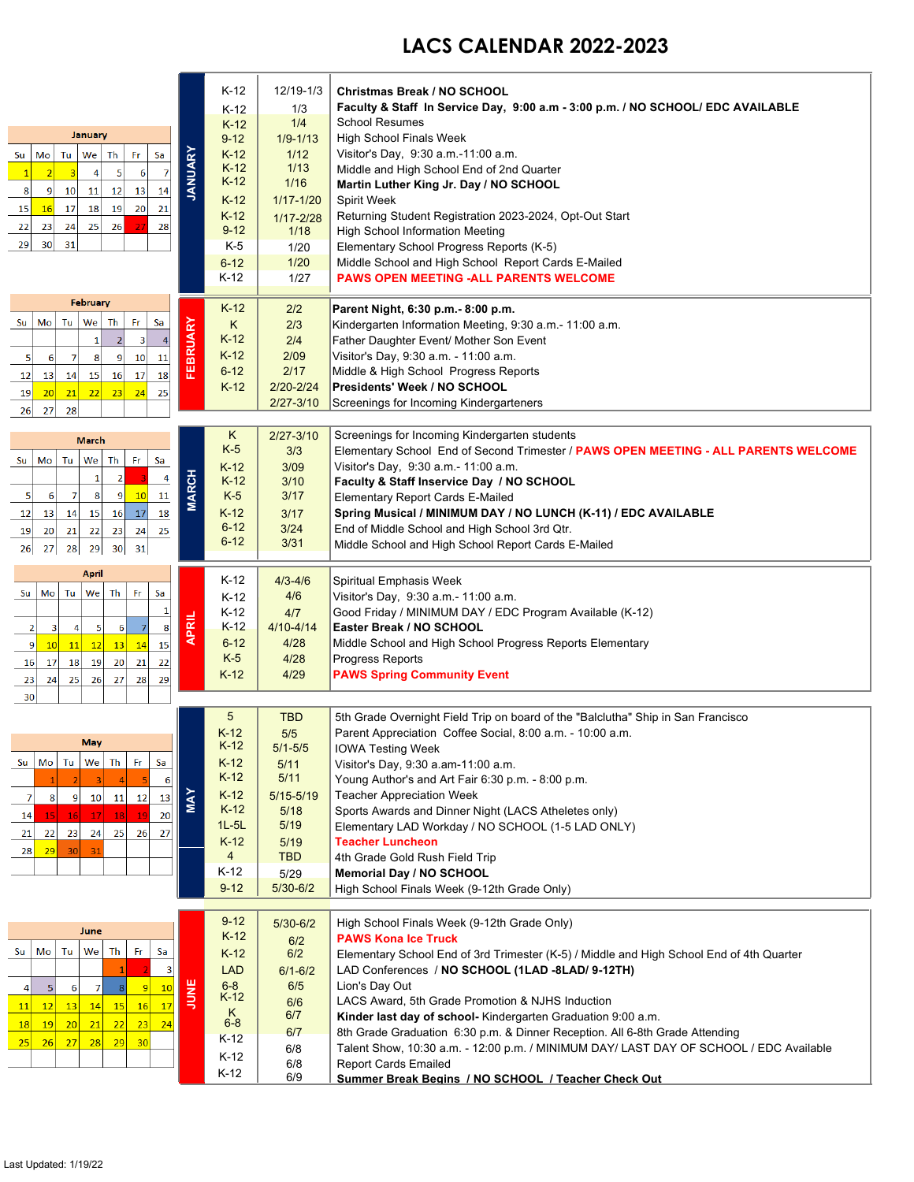# LACS CALENDAR 2022-2023

**January**

| Su | Mo | Tu | We | Th | Fr | Sa |
|---|---|---|---|---|---|---|
| 1 | 2 | 3 | 4 | 5 | 6 | 7 |
| 8 | 9 | 10 | 11 | 12 | 13 | 14 |
| 15 | 16 | 17 | 18 | 19 | 20 | 21 |
| 22 | 23 | 24 | 25 | 26 | 27 | 28 |
| 29 | 30 | 31 | | | | |

## JANUARY

| | | |
|---|---|---|
| K-12 | 12/19-1/3 | **Christmas Break / NO SCHOOL** |
| K-12 | 1/3 | **Faculty & Staff In Service Day, 9:00 a.m - 3:00 p.m. / NO SCHOOL/ EDC AVAILABLE** |
| K-12 | 1/4 | School Resumes |
| 9-12 | 1/9-1/13 | High School Finals Week |
| K-12 | 1/12 | Visitor's Day, 9:30 a.m.-11:00 a.m. |
| K-12 | 1/13 | Middle and High School End of 2nd Quarter |
| K-12 | 1/16 | **Martin Luther King Jr. Day / NO SCHOOL** |
| K-12 | 1/17-1/20 | Spirit Week |
| K-12 | 1/17-2/28 | Returning Student Registration 2023-2024, Opt-Out Start |
| 9-12 | 1/18 | High School Information Meeting |
| K-5 | 1/20 | Elementary School Progress Reports (K-5) |
| 6-12 | 1/20 | Middle School and High School Report Cards E-Mailed |
| K-12 | 1/27 | **PAWS OPEN MEETING -ALL PARENTS WELCOME** |

**February**

| Su | Mo | Tu | We | Th | Fr | Sa |
|---|---|---|---|---|---|---|
| | | | 1 | 2 | 3 | 4 |
| 5 | 6 | 7 | 8 | 9 | 10 | 11 |
| 12 | 13 | 14 | 15 | 16 | 17 | 18 |
| 19 | 20 | 21 | 22 | 23 | 24 | 25 |
| 26 | 27 | 28 | | | | |

## FEBRUARY

| | | |
|---|---|---|
| K-12 | 2/2 | **Parent Night, 6:30 p.m.- 8:00 p.m.** |
| K | 2/3 | Kindergarten Information Meeting, 9:30 a.m.- 11:00 a.m. |
| K-12 | 2/4 | Father Daughter Event/ Mother Son Event |
| K-12 | 2/09 | Visitor's Day, 9:30 a.m. - 11:00 a.m. |
| 6-12 | 2/17 | Middle & High School Progress Reports |
| K-12 | 2/20-2/24 | **Presidents' Week / NO SCHOOL** |
| | 2/27-3/10 | Screenings for Incoming Kindergarteners |

**March**

| Su | Mo | Tu | We | Th | Fr | Sa |
|---|---|---|---|---|---|---|
| | | | 1 | 2 | 3 | 4 |
| 5 | 6 | 7 | 8 | 9 | 10 | 11 |
| 12 | 13 | 14 | 15 | 16 | 17 | 18 |
| 19 | 20 | 21 | 22 | 23 | 24 | 25 |
| 26 | 27 | 28 | 29 | 30 | 31 | |

## MARCH

| | | |
|---|---|---|
| K | 2/27-3/10 | Screenings for Incoming Kindergarten students |
| K-5 | 3/3 | Elementary School End of Second Trimester / **PAWS OPEN MEETING - ALL PARENTS WELCOME** |
| K-12 | 3/09 | Visitor's Day, 9:30 a.m.- 11:00 a.m. |
| K-12 | 3/10 | **Faculty & Staff Inservice Day / NO SCHOOL** |
| K-5 | 3/17 | Elementary Report Cards E-Mailed |
| K-12 | 3/17 | **Spring Musical / MINIMUM DAY / NO LUNCH (K-11) / EDC AVAILABLE** |
| 6-12 | 3/24 | End of Middle School and High School 3rd Qtr. |
| 6-12 | 3/31 | Middle School and High School Report Cards E-Mailed |

**April**

| Su | Mo | Tu | We | Th | Fr | Sa |
|---|---|---|---|---|---|---|
| | | | | | | 1 |
| 2 | 3 | 4 | 5 | 6 | 7 | 8 |
| 9 | 10 | 11 | 12 | 13 | 14 | 15 |
| 16 | 17 | 18 | 19 | 20 | 21 | 22 |
| 23 | 24 | 25 | 26 | 27 | 28 | 29 |
| 30 | | | | | | |

## APRIL

| | | |
|---|---|---|
| K-12 | 4/3-4/6 | Spiritual Emphasis Week |
| K-12 | 4/6 | Visitor's Day, 9:30 a.m.- 11:00 a.m. |
| K-12 | 4/7 | Good Friday / MINIMUM DAY / EDC Program Available (K-12) |
| K-12 | 4/10-4/14 | **Easter Break / NO SCHOOL** |
| 6-12 | 4/28 | Middle School and High School Progress Reports Elementary |
| K-5 | 4/28 | Progress Reports |
| K-12 | 4/29 | **PAWS Spring Community Event** |

**May**

| Su | Mo | Tu | We | Th | Fr | Sa |
|---|---|---|---|---|---|---|
| | 1 | 2 | 3 | 4 | 5 | 6 |
| 7 | 8 | 9 | 10 | 11 | 12 | 13 |
| 14 | 15 | 16 | 17 | 18 | 19 | 20 |
| 21 | 22 | 23 | 24 | 25 | 26 | 27 |
| 28 | 29 | 30 | 31 | | | |

## MAY

| | | |
|---|---|---|
| 5 | TBD | 5th Grade Overnight Field Trip on board of the "Balclutha" Ship in San Francisco |
| K-12 | 5/5 | Parent Appreciation Coffee Social, 8:00 a.m. - 10:00 a.m. |
| K-12 | 5/1-5/5 | IOWA Testing Week |
| K-12 | 5/11 | Visitor's Day, 9:30 a.am-11:00 a.m. |
| K-12 | 5/11 | Young Author's and Art Fair 6:30 p.m. - 8:00 p.m. |
| K-12 | 5/15-5/19 | Teacher Appreciation Week |
| K-12 | 5/18 | Sports Awards and Dinner Night (LACS Atheletes only) |
| 1L-5L | 5/19 | Elementary LAD Workday / NO SCHOOL (1-5 LAD ONLY) |
| K-12 | 5/19 | **Teacher Luncheon** |
| 4 | TBD | 4th Grade Gold Rush Field Trip |
| K-12 | 5/29 | **Memorial Day / NO SCHOOL** |
| 9-12 | 5/30-6/2 | High School Finals Week (9-12th Grade Only) |

**June**

| Su | Mo | Tu | We | Th | Fr | Sa |
|---|---|---|---|---|---|---|
| | | | | 1 | 2 | 3 |
| 4 | 5 | 6 | 7 | 8 | 9 | 10 |
| 11 | 12 | 13 | 14 | 15 | 16 | 17 |
| 18 | 19 | 20 | 21 | 22 | 23 | 24 |
| 25 | 26 | 27 | 28 | 29 | 30 | |

## JUNE

| | | |
|---|---|---|
| 9-12 | 5/30-6/2 | High School Finals Week (9-12th Grade Only) |
| K-12 | 6/2 | **PAWS Kona Ice Truck** |
| K-12 | 6/2 | Elementary School End of 3rd Trimester (K-5) / Middle and High School End of 4th Quarter |
| LAD | 6/1-6/2 | LAD Conferences / **NO SCHOOL (1LAD -8LAD/ 9-12TH)** |
| 6-8 | 6/5 | Lion's Day Out |
| K-12 | 6/6 | LACS Award, 5th Grade Promotion & NJHS Induction |
| K | 6/7 | **Kinder last day of school-** Kindergarten Graduation 9:00 a.m. |
| 6-8 | 6/7 | 8th Grade Graduation 6:30 p.m. & Dinner Reception. All 6-8th Grade Attending |
| K-12 | 6/8 | Talent Show, 10:30 a.m. - 12:00 p.m. / MINIMUM DAY/ LAST DAY OF SCHOOL / EDC Available |
| K-12 | 6/8 | Report Cards Emailed |
| K-12 | 6/9 | **Summer Break Begins / NO SCHOOL / Teacher Check Out** |

Last Updated: 1/19/22